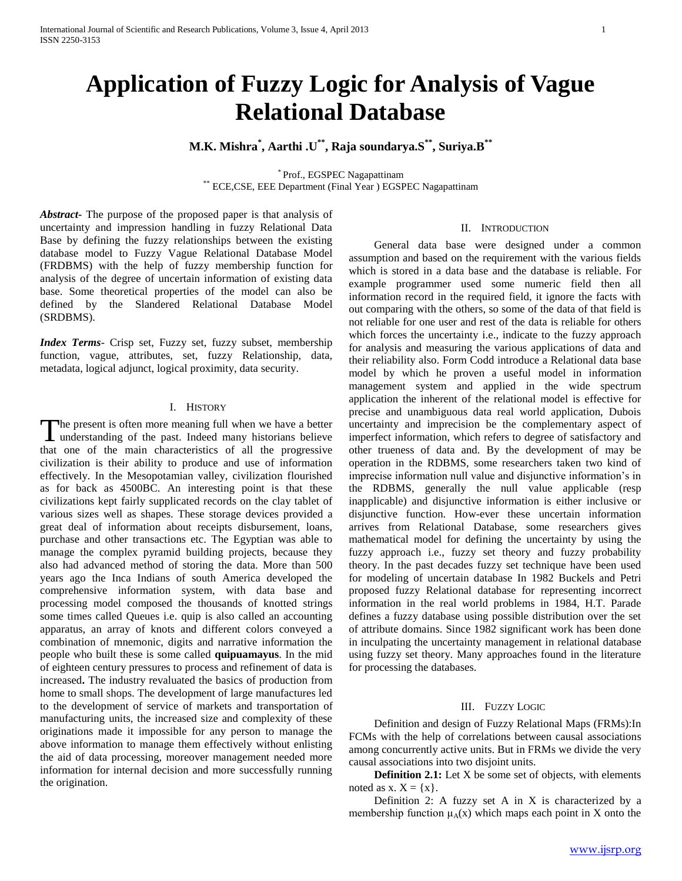# Application of Fuzzy Logic for Analysis of Vague Relational Database

**M.K. Mishra[*], Aarthi .U[**], Raja soundarya.S[**], Suriya.B[**]**

[*] Prof., EGSPEC Nagapattinam
[**] ECE,CSE, EEE Department (Final Year ) EGSPEC Nagapattinam

***Abstract***- The purpose of the proposed paper is that analysis of uncertainty and impression handling in fuzzy Relational Data Base by defining the fuzzy relationships between the existing database model to Fuzzy Vague Relational Database Model (FRDBMS) with the help of fuzzy membership function for analysis of the degree of uncertain information of existing data base. Some theoretical properties of the model can also be defined by the Slandered Relational Database Model (SRDBMS).

***Index Terms***- Crisp set, Fuzzy set, fuzzy subset, membership function, vague, attributes, set, fuzzy Relationship, data, metadata, logical adjunct, logical proximity, data security.

## I. History

The present is often more meaning full when we have a better understanding of the past. Indeed many historians believe that one of the main characteristics of all the progressive civilization is their ability to produce and use of information effectively. In the Mesopotamian valley, civilization flourished as for back as 4500BC. An interesting point is that these civilizations kept fairly supplicated records on the clay tablet of various sizes well as shapes. These storage devices provided a great deal of information about receipts disbursement, loans, purchase and other transactions etc. The Egyptian was able to manage the complex pyramid building projects, because they also had advanced method of storing the data. More than 500 years ago the Inca Indians of south America developed the comprehensive information system, with data base and processing model composed the thousands of knotted strings some times called Queues i.e. quip is also called an accounting apparatus, an array of knots and different colors conveyed a combination of mnemonic, digits and narrative information the people who built these is some called **quipuamayus**. In the mid of eighteen century pressures to process and refinement of data is increased**.** The industry revaluated the basics of production from home to small shops. The development of large manufactures led to the development of service of markets and transportation of manufacturing units, the increased size and complexity of these originations made it impossible for any person to manage the above information to manage them effectively without enlisting the aid of data processing, moreover management needed more information for internal decision and more successfully running the origination.

## II. Introduction

General data base were designed under a common assumption and based on the requirement with the various fields which is stored in a data base and the database is reliable. For example programmer used some numeric field then all information record in the required field, it ignore the facts with out comparing with the others, so some of the data of that field is not reliable for one user and rest of the data is reliable for others which forces the uncertainty i.e., indicate to the fuzzy approach for analysis and measuring the various applications of data and their reliability also. Form Codd introduce a Relational data base model by which he proven a useful model in information management system and applied in the wide spectrum application the inherent of the relational model is effective for precise and unambiguous data real world application, Dubois uncertainty and imprecision be the complementary aspect of imperfect information, which refers to degree of satisfactory and other trueness of data and. By the development of may be operation in the RDBMS, some researchers taken two kind of imprecise information null value and disjunctive information's in the RDBMS, generally the null value applicable (resp inapplicable) and disjunctive information is either inclusive or disjunctive function. How-ever these uncertain information arrives from Relational Database, some researchers gives mathematical model for defining the uncertainty by using the fuzzy approach i.e., fuzzy set theory and fuzzy probability theory. In the past decades fuzzy set technique have been used for modeling of uncertain database In 1982 Buckels and Petri proposed fuzzy Relational database for representing incorrect information in the real world problems in 1984, H.T. Parade defines a fuzzy database using possible distribution over the set of attribute domains. Since 1982 significant work has been done in inculpating the uncertainty management in relational database using fuzzy set theory. Many approaches found in the literature for processing the databases.

## III. Fuzzy Logic

Definition and design of Fuzzy Relational Maps (FRMs):In FCMs with the help of correlations between causal associations among concurrently active units. But in FRMs we divide the very causal associations into two disjoint units.

**Definition 2.1:** Let X be some set of objects, with elements noted as x. $X = \{x\}$.

Definition 2: A fuzzy set A in X is characterized by a membership function $\mu_A(x)$ which maps each point in X onto the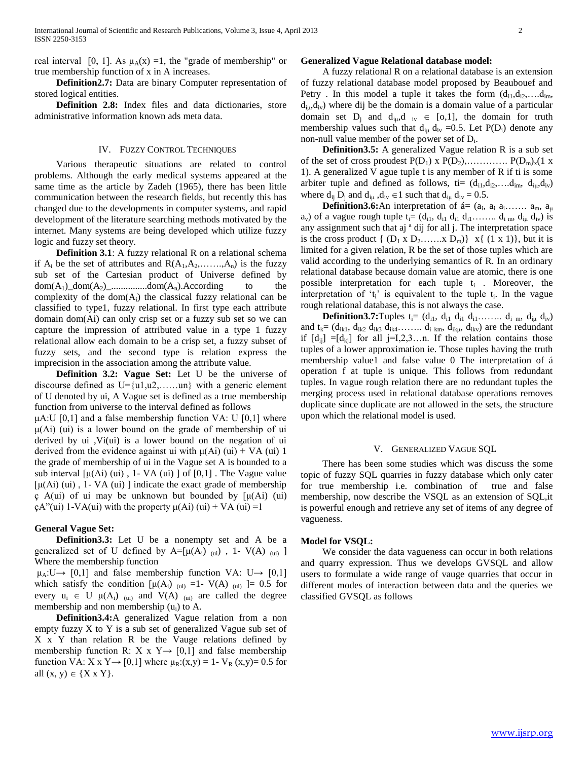real interval [0, 1]. As $\mu_A(x) = 1$, the "grade of membership" or true membership function of x in A increases.

**Definition2.7:** Data are binary Computer representation of stored logical entities.

**Definition 2.8:** Index files and data dictionaries, store administrative information known ads meta data.

## IV. Fuzzy Control Techniques

Various therapeutic situations are related to control problems. Although the early medical systems appeared at the same time as the article by Zadeh (1965), there has been little communication between the research fields, but recently this has changed due to the developments in computer systems, and rapid development of the literature searching methods motivated by the internet. Many systems are being developed which utilize fuzzy logic and fuzzy set theory.

**Definition 3.1**: A fuzzy relational R on a relational schema if $A_i$ be the set of attributes and $R(A_1,A_2,\ldots\ldots,A_n)$ is the fuzzy sub set of the Cartesian product of Universe defined by $dom(A_1)\_dom(A_2)\_\ldots\ldots\ldots\ldots dom(A_n)$.According to the complexity of the $dom(A_i)$ the classical fuzzy relational can be classified to type1, fuzzy relational. In first type each attribute domain dom(Ai) can only crisp set or a fuzzy sub set so we can capture the impression of attributed value in a type 1 fuzzy relational allow each domain to be a crisp set, a fuzzy subset of fuzzy sets, and the second type is relation express the imprecision in the association among the attribute value.

**Definition 3.2: Vague Set:** Let U be the universe of discourse defined as U={u1,u2,……un} with a generic element of U denoted by ui, A Vague set is defined as a true membership function from universe to the interval defined as follows

μA:U [0,1] and a false membership function VA: U [0,1] where μ(Ai) (ui) is a lower bound on the grade of membership of ui derived by ui ,Vi(ui) is a lower bound on the negation of ui derived from the evidence against ui with μ(Ai) (ui) + VA (ui) 1 the grade of membership of ui in the Vague set A is bounded to a sub interval [μ(Ai) (ui) , 1- VA (ui) ] of [0,1] . The Vague value [μ(Ai) (ui) , 1- VA (ui) ] indicate the exact grade of membership ç A(ui) of ui may be unknown but bounded by [μ(Ai) (ui) çA"(ui) 1-VA(ui) with the property μ(Ai) (ui) + VA (ui) =1

### General Vague Set:

**Definition3.3:** Let U be a nonempty set and A be a generalized set of U defined by $A=[\mu(A_i)_{(ui)}, 1- V(A)_{(ui)}]$ Where the membership function

$\mu_A:U\rightarrow[0,1]$ and false membership function $VA: U\rightarrow[0,1]$ which satisfy the condition $[\mu(A_i)_{(ui)} = 1- V(A)_{(ui)}] = 0.5$ for every $u_i \in U$ $\mu(A_i)_{(ui)}$ and $V(A)_{(ui)}$ are called the degree membership and non membership $(u_i)$ to A.

**Definition3.4:**A generalized Vague relation from a non empty fuzzy X to Y is a sub set of generalized Vague sub set of X x Y than relation R be the Vauge relations defined by membership function $R: X \times Y\rightarrow[0,1]$ and false membership function $VA: X \times Y\rightarrow[0,1]$ where $\mu_R:(x,y) = 1- V_R(x,y) = 0.5$ for all $(x, y) \in \{X \times Y\}$.

### Generalized Vague Relational database model:

A fuzzy relational R on a relational database is an extension of fuzzy relational database model proposed by Beaubouef and Petry . In this model a tuple it takes the form $(d_{i1},d_{i2},\ldots.d_{im}, d_{i\mu},d_{iv})$ where dij be the domain is a domain value of a particular domain set $D_j$ and $d_{i\mu},d_{iv} \in [o,1]$, the domain for truth membership values such that $d_{i\mu}\, d_{iv} = 0.5$. Let $P(D_i)$ denote any non-null value member of the power set of $D_i$.

**Definition3.5:** A generalized Vague relation R is a sub set of the set of cross proudest $P(D_1) \times P(D_2),\ldots\ldots\ldots\ldots. P(D_m)_x(1 \times 1)$. A generalized V ague tuple t is any member of R if ti is some arbiter tuple and defined as follows, $t_i= (d_{i1},d_{i2},\ldots.d_{im}, d_{i\mu},d_{iv})$ where $d_{ij}$ $D_j$ and $d_{i\mu}, d_{iv} \in 1$ such that $d_{i\mu}\, d_{iv} = 0.5$.

**Definition3.6:**An interpretation of $\acute{a}= (a_i, a_i\, a_i\ldots\ldots\, a_m, a_\mu\, a_v)$ of a vague rough tuple $t_i= (d_{i1}, d_{i1}\, d_{i1}\ldots\ldots.\, d_{i\,m}, d_{i\mu}\, d_{iv})$ is any assignment such that aj ª dij for all j. The interpretation space is the cross product $\{ (D_1 \times D_2\ldots\ldots.x\, D_m)\} \times \{ (1 \times 1)\}$, but it is limited for a given relation, R be the set of those tuples which are valid according to the underlying semantics of R. In an ordinary relational database because domain value are atomic, there is one possible interpretation for each tuple $t_i$ . Moreover, the interpretation of '$t_i$' is equivalent to the tuple $t_i$. In the vague rough relational database, this is not always the case.

**Definition3.7:**Tuples $t_i= (d_{i1}, d_{i1}\, d_{i1}\, d_{i1}\ldots\ldots.\, d_{i\,m}, d_{i\mu}\, d_{iv})$ and $t_k= (d_{ik1}, d_{ik2}\, d_{ik3}\, d_{ik4}\ldots\ldots.\, d_{i\,km}, d_{ik\mu}, d_{ikv})$ are the redundant if $[d_{ij}] = [d_{kj}]$ for all j=I,2,3…n. If the relation contains those tuples of a lower approximation ie. Those tuples having the truth membership value1 and false value 0 The interpretation of á operation f at tuple is unique. This follows from redundant tuples. In vague rough relation there are no redundant tuples the merging process used in relational database operations removes duplicate since duplicate are not allowed in the sets, the structure upon which the relational model is used.

## V. Generalized Vague SQL

There has been some studies which was discuss the some topic of fuzzy SQL quarries in fuzzy database which only cater for true membership i.e. combination of true and false membership, now describe the VSQL as an extension of SQL,it is powerful enough and retrieve any set of items of any degree of vagueness.

### Model for VSQL:

We consider the data vagueness can occur in both relations and quarry expression. Thus we develops GVSQL and allow users to formulate a wide range of vauge quarries that occur in different modes of interaction between data and the queries we classified GVSQL as follows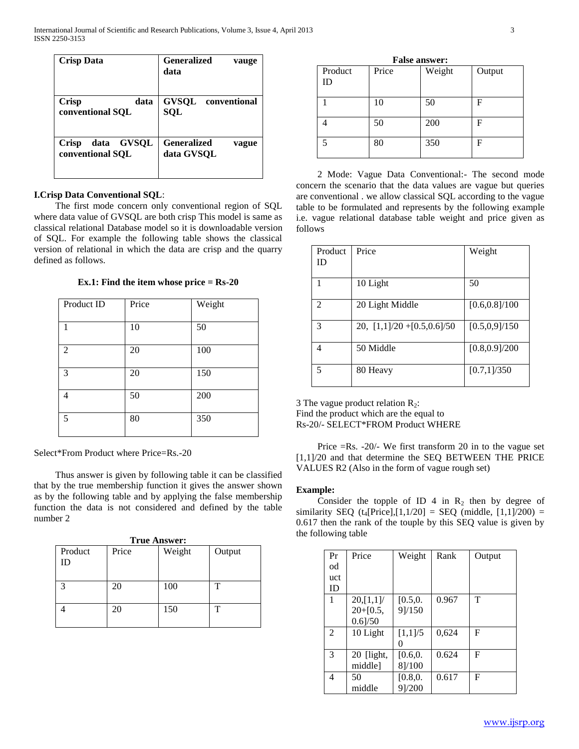| Crisp Data | Generalized vauge data |
|---|---|
| Crisp data conventional SQL | GVSQL conventional SQL |
| Crisp data GVSQL conventional SQL | Generalized vague data GVSQL |

**I.Crisp Data Conventional SQL**:

The first mode concern only conventional region of SQL where data value of GVSQL are both crisp This model is same as classical relational Database model so it is downloadable version of SQL. For example the following table shows the classical version of relational in which the data are crisp and the quarry defined as follows.

**Ex.1: Find the item whose price = Rs-20**

| Product ID | Price | Weight |
|---|---|---|
| 1 | 10 | 50 |
| 2 | 20 | 100 |
| 3 | 20 | 150 |
| 4 | 50 | 200 |
| 5 | 80 | 350 |

Select*From Product where Price=Rs.-20

Thus answer is given by following table it can be classified that by the true membership function it gives the answer shown as by the following table and by applying the false membership function the data is not considered and defined by the table number 2

**True Answer:**

| Product ID | Price | Weight | Output |
|---|---|---|---|
| 3 | 20 | 100 | T |
| 4 | 20 | 150 | T |

**False answer:**

| Product ID | Price | Weight | Output |
|---|---|---|---|
| 1 | 10 | 50 | F |
| 4 | 50 | 200 | F |
| 5 | 80 | 350 | F |

2 Mode: Vague Data Conventional:- The second mode concern the scenario that the data values are vague but queries are conventional . we allow classical SQL according to the vague table to be formulated and represents by the following example i.e. vague relational database table weight and price given as follows

| Product ID | Price | Weight |
|---|---|---|
| 1 | 10 Light | 50 |
| 2 | 20 Light Middle | [0.6,0.8]/100 |
| 3 | 20, [1,1]/20 +[0.5,0.6]/50 | [0.5,0,9]/150 |
| 4 | 50 Middle | [0.8,0.9]/200 |
| 5 | 80 Heavy | [0.7,1]/350 |

3 The vague product relation $R_2$:
Find the product which are the equal to
Rs-20/- SELECT*FROM Product WHERE

Price =Rs. -20/- We first transform 20 in to the vague set [1,1]/20 and that determine the SEQ BETWEEN THE PRICE VALUES R2 (Also in the form of vague rough set)

**Example:**

Consider the topple of ID 4 in $R_2$ then by degree of similarity SEQ ($t_4$[Price],[1,1/20] = SEQ (middle, [1,1]/200) = 0.617 then the rank of the touple by this SEQ value is given by the following table

| Product ID | Price | Weight | Rank | Output |
|---|---|---|---|---|
| 1 | 20,[1,1]/ 20+[0.5, 0.6]/50 | [0.5,0. 9]/150 | 0.967 | T |
| 2 | 10 Light | [1,1]/5 0 | 0,624 | F |
| 3 | 20 [light, middle] | [0.6,0. 8]/100 | 0.624 | F |
| 4 | 50 middle | [0.8,0. 9]/200 | 0.617 | F |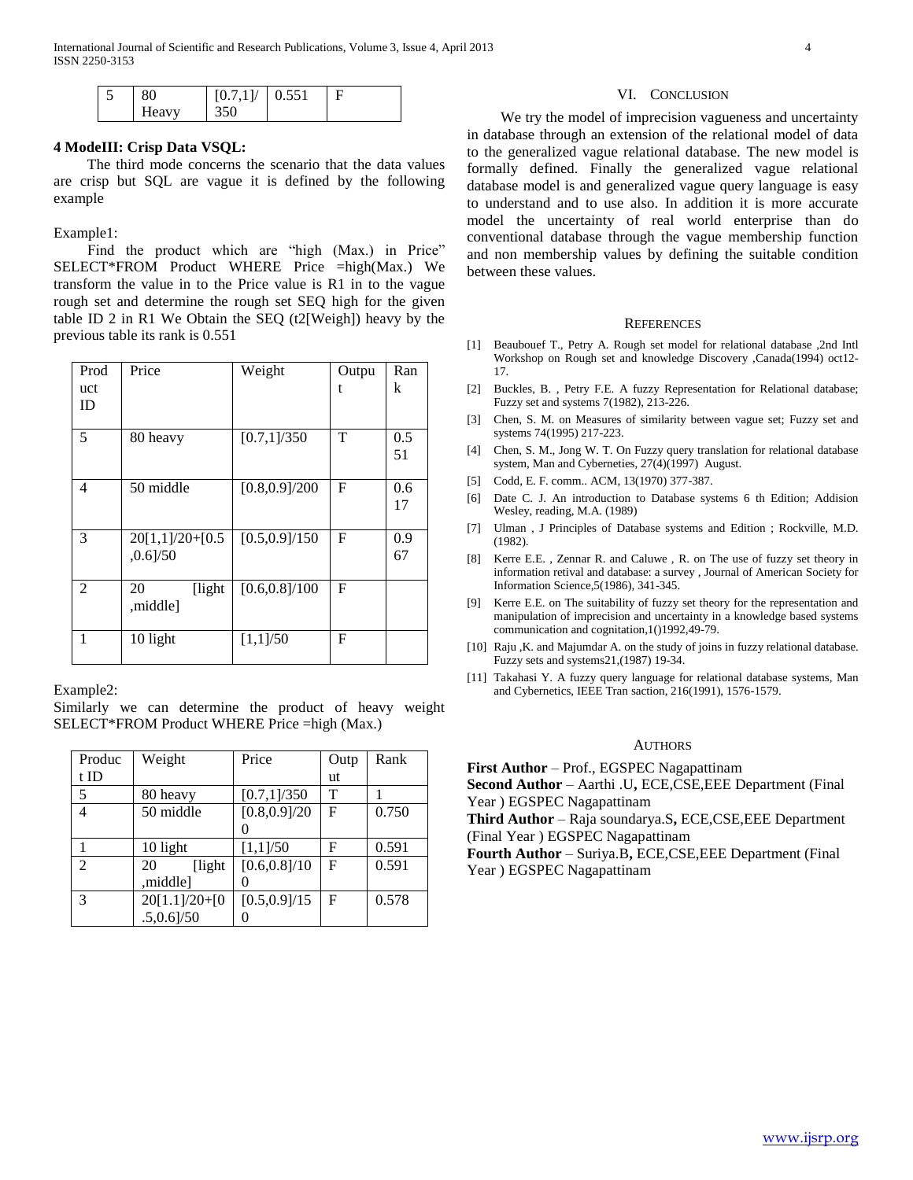| | | | | |
|---|---|---|---|---|
| 5 | 80 Heavy | [0.7,1]/ 350 | 0.551 | F |

**4 ModeIII: Crisp Data VSQL:**

The third mode concerns the scenario that the data values are crisp but SQL are vague it is defined by the following example

Example1:

Find the product which are "high (Max.) in Price" SELECT*FROM Product WHERE Price =high(Max.) We transform the value in to the Price value is R1 in to the vague rough set and determine the rough set SEQ high for the given table ID 2 in R1 We Obtain the SEQ (t2[Weigh]) heavy by the previous table its rank is 0.551

| Product ID | Price | Weight | Output | Rank |
|---|---|---|---|---|
| 5 | 80 heavy | [0.7,1]/350 | T | 0.551 |
| 4 | 50 middle | [0.8,0.9]/200 | F | 0.617 |
| 3 | 20[1,1]/20+[0.5 ,0.6]/50 | [0.5,0.9]/150 | F | 0.967 |
| 2 | 20 [light ,middle] | [0.6,0.8]/100 | F | |
| 1 | 10 light | [1,1]/50 | F | |

Example2:

Similarly we can determine the product of heavy weight SELECT*FROM Product WHERE Price =high (Max.)

| Product ID | Weight | Price | Output | Rank |
|---|---|---|---|---|
| 5 | 80 heavy | [0.7,1]/350 | T | 1 |
| 4 | 50 middle | [0.8,0.9]/200 | F | 0.750 |
| 1 | 10 light | [1,1]/50 | F | 0.591 |
| 2 | 20 [light ,middle] | [0.6,0.8]/100 | F | 0.591 |
| 3 | 20[1.1]/20+[0.5,0.6]/50 | [0.5,0.9]/150 | F | 0.578 |

## VI. Conclusion

We try the model of imprecision vagueness and uncertainty in database through an extension of the relational model of data to the generalized vague relational database. The new model is formally defined. Finally the generalized vague relational database model is and generalized vague query language is easy to understand and to use also. In addition it is more accurate model the uncertainty of real world enterprise than do conventional database through the vague membership function and non membership values by defining the suitable condition between these values.

## References

[1] Beaubouef T., Petry A. Rough set model for relational database ,2nd Intl Workshop on Rough set and knowledge Discovery ,Canada(1994) oct12-17.

[2] Buckles, B. , Petry F.E. A fuzzy Representation for Relational database; Fuzzy set and systems 7(1982), 213-226.

[3] Chen, S. M. on Measures of similarity between vague set; Fuzzy set and systems 74(1995) 217-223.

[4] Chen, S. M., Jong W. T. On Fuzzy query translation for relational database system, Man and Cyberneties, 27(4)(1997) August.

[5] Codd, E. F. comm.. ACM, 13(1970) 377-387.

[6] Date C. J. An introduction to Database systems 6 th Edition; Addision Wesley, reading, M.A. (1989)

[7] Ulman , J Principles of Database systems and Edition ; Rockville, M.D. (1982).

[8] Kerre E.E. , Zennar R. and Caluwe , R. on The use of fuzzy set theory in information retival and database: a survey , Journal of American Society for Information Science,5(1986), 341-345.

[9] Kerre E.E. on The suitability of fuzzy set theory for the representation and manipulation of imprecision and uncertainty in a knowledge based systems communication and cognitation,1()1992,49-79.

[10] Raju ,K. and Majumdar A. on the study of joins in fuzzy relational database. Fuzzy sets and systems21,(1987) 19-34.

[11] Takahasi Y. A fuzzy query language for relational database systems, Man and Cybernetics, IEEE Tran saction, 216(1991), 1576-1579.

## Authors

**First Author** – Prof., EGSPEC Nagapattinam

**Second Author** – Aarthi .U**,** ECE,CSE,EEE Department (Final Year ) EGSPEC Nagapattinam

**Third Author** – Raja soundarya.S**,** ECE,CSE,EEE Department (Final Year ) EGSPEC Nagapattinam

**Fourth Author** – Suriya.B**,** ECE,CSE,EEE Department (Final Year ) EGSPEC Nagapattinam